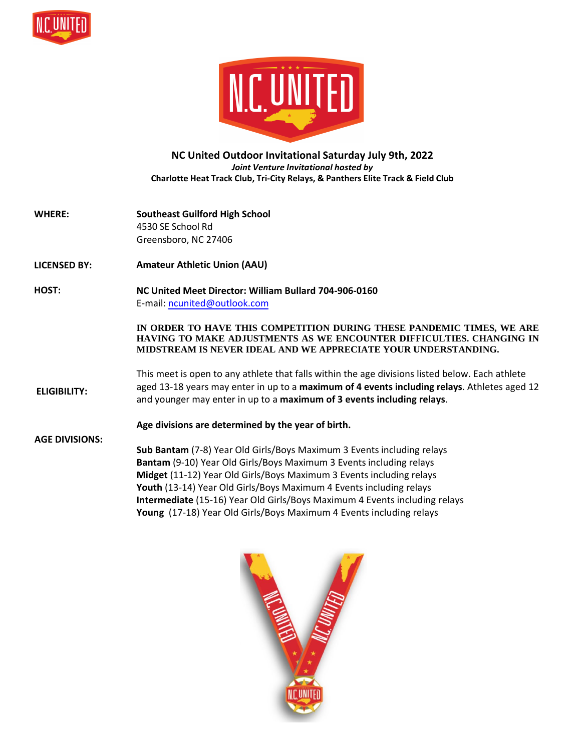# NC United Outdoor Invitational Saturday July 9th, 2022

***Joint Venture Invitational hosted by***

**Charlotte Heat Track Club, Tri-City Relays, & Panthers Elite Track & Field Club**

**WHERE:** **Southeast Guilford High School**
4530 SE School Rd
Greensboro, NC 27406

**LICENSED BY:** **Amateur Athletic Union (AAU)**

**HOST:** **NC United Meet Director: William Bullard 704-906-0160**
E-mail: ncunited@outlook.com

**IN ORDER TO HAVE THIS COMPETITION DURING THESE PANDEMIC TIMES, WE ARE HAVING TO MAKE ADJUSTMENTS AS WE ENCOUNTER DIFFICULTIES. CHANGING IN MIDSTREAM IS NEVER IDEAL AND WE APPRECIATE YOUR UNDERSTANDING.**

**ELIGIBILITY:** This meet is open to any athlete that falls within the age divisions listed below. Each athlete aged 13-18 years may enter in up to a **maximum of 4 events including relays**. Athletes aged 12 and younger may enter in up to a **maximum of 3 events including relays**.

**AGE DIVISIONS:** **Age divisions are determined by the year of birth.**

**Sub Bantam** (7-8) Year Old Girls/Boys Maximum 3 Events including relays
**Bantam** (9-10) Year Old Girls/Boys Maximum 3 Events including relays
**Midget** (11-12) Year Old Girls/Boys Maximum 3 Events including relays
**Youth** (13-14) Year Old Girls/Boys Maximum 4 Events including relays
**Intermediate** (15-16) Year Old Girls/Boys Maximum 4 Events including relays
**Young** (17-18) Year Old Girls/Boys Maximum 4 Events including relays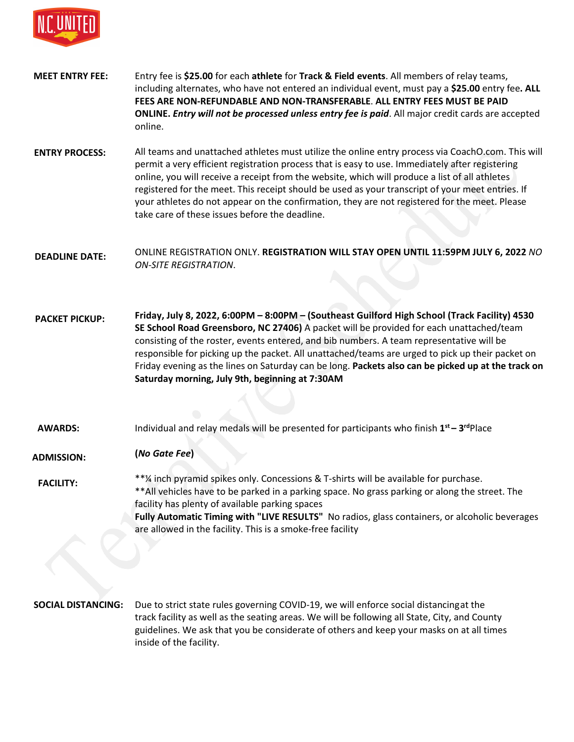**MEET ENTRY FEE:** Entry fee is **$25.00** for each **athlete** for **Track & Field events**. All members of relay teams, including alternates, who have not entered an individual event, must pay a **$25.00** entry fee**. ALL FEES ARE NON-REFUNDABLE AND NON-TRANSFERABLE**. **ALL ENTRY FEES MUST BE PAID ONLINE.** ***Entry will not be processed unless entry fee is paid***. All major credit cards are accepted online.

**ENTRY PROCESS:** All teams and unattached athletes must utilize the online entry process via CoachO.com. This will permit a very efficient registration process that is easy to use. Immediately after registering online, you will receive a receipt from the website, which will produce a list of all athletes registered for the meet. This receipt should be used as your transcript of your meet entries. If your athletes do not appear on the confirmation, they are not registered for the meet. Please take care of these issues before the deadline.

**DEADLINE DATE:** ONLINE REGISTRATION ONLY. **REGISTRATION WILL STAY OPEN UNTIL 11:59PM JULY 6, 2022** *NO ON-SITE REGISTRATION*.

**PACKET PICKUP:** **Friday, July 8, 2022, 6:00PM – 8:00PM – (Southeast Guilford High School (Track Facility) 4530 SE School Road Greensboro, NC 27406)** A packet will be provided for each unattached/team consisting of the roster, events entered, and bib numbers. A team representative will be responsible for picking up the packet. All unattached/teams are urged to pick up their packet on Friday evening as the lines on Saturday can be long. **Packets also can be picked up at the track on Saturday morning, July 9th, beginning at 7:30AM**

**AWARDS:** Individual and relay medals will be presented for participants who finish **1st – 3rd** Place

**ADMISSION:** **(*No Gate Fee*)**

**FACILITY:** **¼ inch pyramid spikes only. Concessions & T-shirts will be available for purchase.
**All vehicles have to be parked in a parking space. No grass parking or along the street. The facility has plenty of available parking spaces
**Fully Automatic Timing with "LIVE RESULTS"** No radios, glass containers, or alcoholic beverages are allowed in the facility. This is a smoke-free facility

**SOCIAL DISTANCING:** Due to strict state rules governing COVID-19, we will enforce social distancingat the track facility as well as the seating areas. We will be following all State, City, and County guidelines. We ask that you be considerate of others and keep your masks on at all times inside of the facility.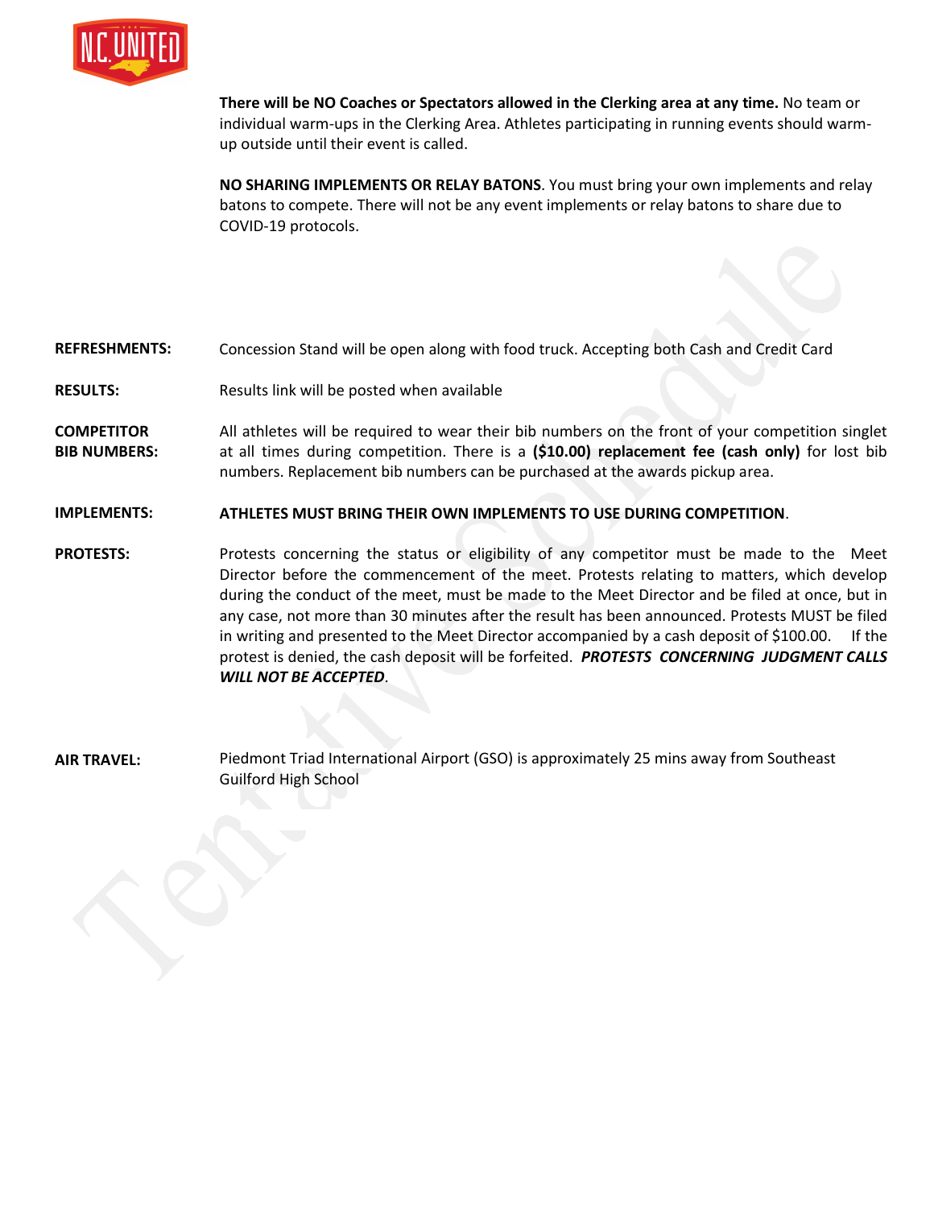**There will be NO Coaches or Spectators allowed in the Clerking area at any time.** No team or individual warm-ups in the Clerking Area. Athletes participating in running events should warm-up outside until their event is called.

**NO SHARING IMPLEMENTS OR RELAY BATONS**. You must bring your own implements and relay batons to compete. There will not be any event implements or relay batons to share due to COVID-19 protocols.

**REFRESHMENTS:** Concession Stand will be open along with food truck. Accepting both Cash and Credit Card

**RESULTS:** Results link will be posted when available

**COMPETITOR BIB NUMBERS:** All athletes will be required to wear their bib numbers on the front of your competition singlet at all times during competition. There is a **($10.00) replacement fee (cash only)** for lost bib numbers. Replacement bib numbers can be purchased at the awards pickup area.

**IMPLEMENTS:** **ATHLETES MUST BRING THEIR OWN IMPLEMENTS TO USE DURING COMPETITION**.

**PROTESTS:** Protests concerning the status or eligibility of any competitor must be made to the Meet Director before the commencement of the meet. Protests relating to matters, which develop during the conduct of the meet, must be made to the Meet Director and be filed at once, but in any case, not more than 30 minutes after the result has been announced. Protests MUST be filed in writing and presented to the Meet Director accompanied by a cash deposit of $100.00. If the protest is denied, the cash deposit will be forfeited. ***PROTESTS CONCERNING JUDGMENT CALLS WILL NOT BE ACCEPTED***.

**AIR TRAVEL:** Piedmont Triad International Airport (GSO) is approximately 25 mins away from Southeast Guilford High School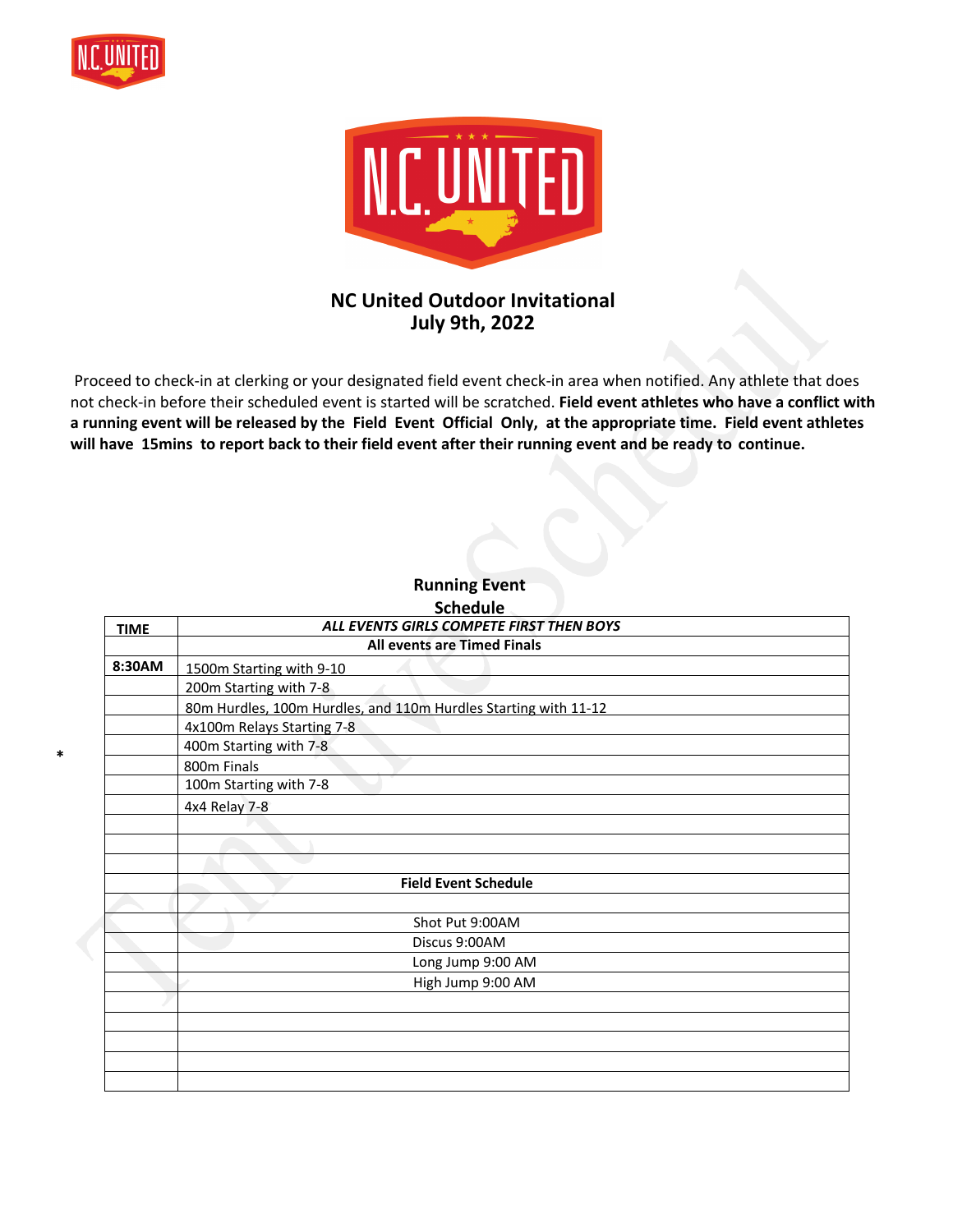## NC United Outdoor Invitational
## July 9th, 2022

Proceed to check-in at clerking or your designated field event check-in area when notified. Any athlete that does not check-in before their scheduled event is started will be scratched. **Field event athletes who have a conflict with a running event will be released by the Field Event Official Only, at the appropriate time. Field event athletes will have 15mins to report back to their field event after their running event and be ready to continue.**

**Running Event Schedule**

| TIME | *ALL EVENTS GIRLS COMPETE FIRST THEN BOYS* |
|---|---|
| | **All events are Timed Finals** |
| **8:30AM** | 1500m Starting with 9-10 |
| | 200m Starting with 7-8 |
| | 80m Hurdles, 100m Hurdles, and 110m Hurdles Starting with 11-12 |
| | 4x100m Relays Starting 7-8 |
| | 400m Starting with 7-8 |
| | 800m Finals |
| | 100m Starting with 7-8 |
| | 4x4 Relay 7-8 |
| | |
| | |
| | |
| | **Field Event Schedule** |
| | |
| | Shot Put 9:00AM |
| | Discus 9:00AM |
| | Long Jump 9:00 AM |
| | High Jump 9:00 AM |
| | |
| | |
| | |
| | |
| | |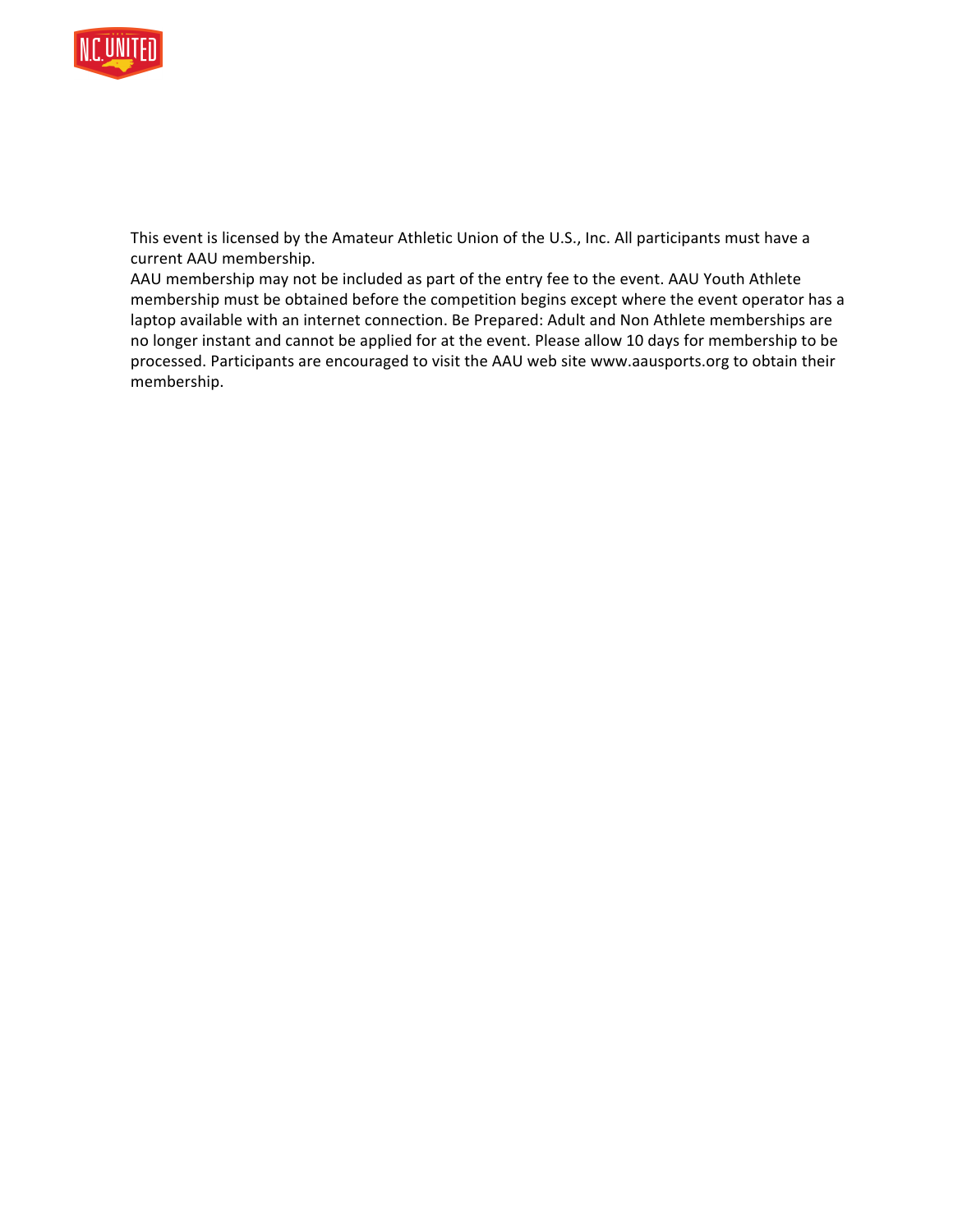This event is licensed by the Amateur Athletic Union of the U.S., Inc. All participants must have a current AAU membership.

AAU membership may not be included as part of the entry fee to the event. AAU Youth Athlete membership must be obtained before the competition begins except where the event operator has a laptop available with an internet connection. Be Prepared: Adult and Non Athlete memberships are no longer instant and cannot be applied for at the event. Please allow 10 days for membership to be processed. Participants are encouraged to visit the AAU web site www.aausports.org to obtain their membership.